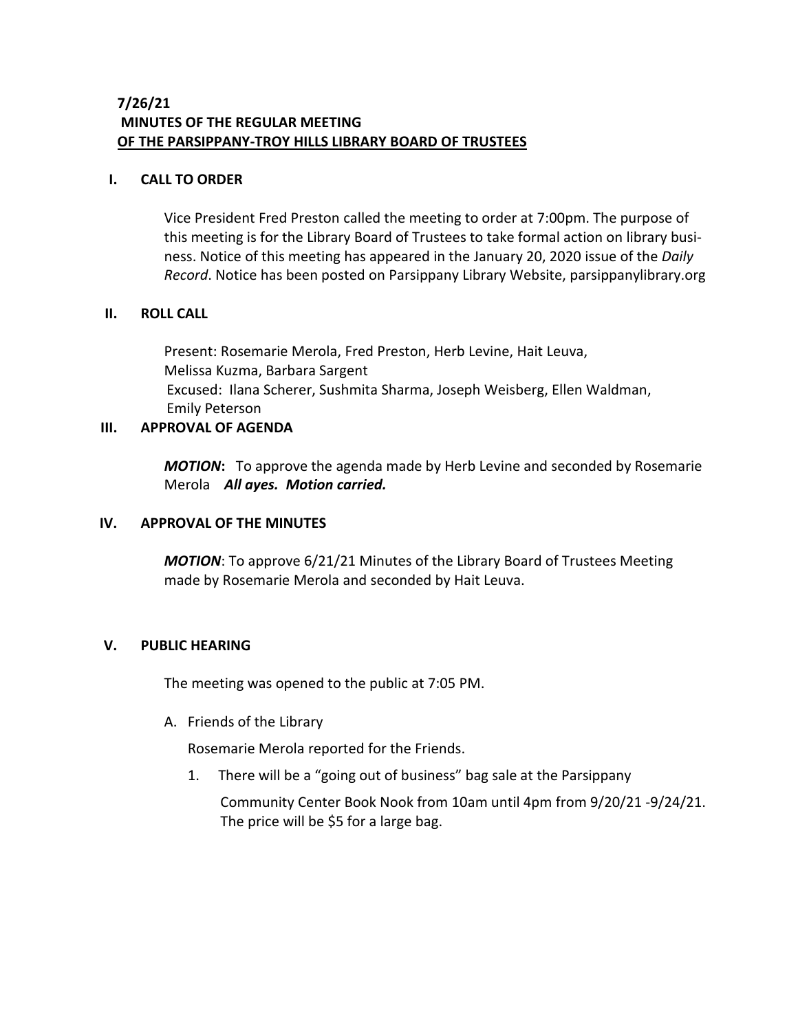**7/26/21**
**MINUTES OF THE REGULAR MEETING**
**OF THE PARSIPPANY-TROY HILLS LIBRARY BOARD OF TRUSTEES**

## I. CALL TO ORDER

Vice President Fred Preston called the meeting to order at 7:00pm. The purpose of this meeting is for the Library Board of Trustees to take formal action on library business. Notice of this meeting has appeared in the January 20, 2020 issue of the *Daily Record*. Notice has been posted on Parsippany Library Website, parsippanylibrary.org

## II. ROLL CALL

Present: Rosemarie Merola, Fred Preston, Herb Levine, Hait Leuva, Melissa Kuzma, Barbara Sargent
Excused: Ilana Scherer, Sushmita Sharma, Joseph Weisberg, Ellen Waldman, Emily Peterson

## III. APPROVAL OF AGENDA

***MOTION*:** To approve the agenda made by Herb Levine and seconded by Rosemarie Merola ***All ayes. Motion carried.***

## IV. APPROVAL OF THE MINUTES

***MOTION***: To approve 6/21/21 Minutes of the Library Board of Trustees Meeting made by Rosemarie Merola and seconded by Hait Leuva.

## V. PUBLIC HEARING

The meeting was opened to the public at 7:05 PM.

A. Friends of the Library

Rosemarie Merola reported for the Friends.

1. There will be a "going out of business" bag sale at the Parsippany Community Center Book Nook from 10am until 4pm from 9/20/21 -9/24/21. The price will be $5 for a large bag.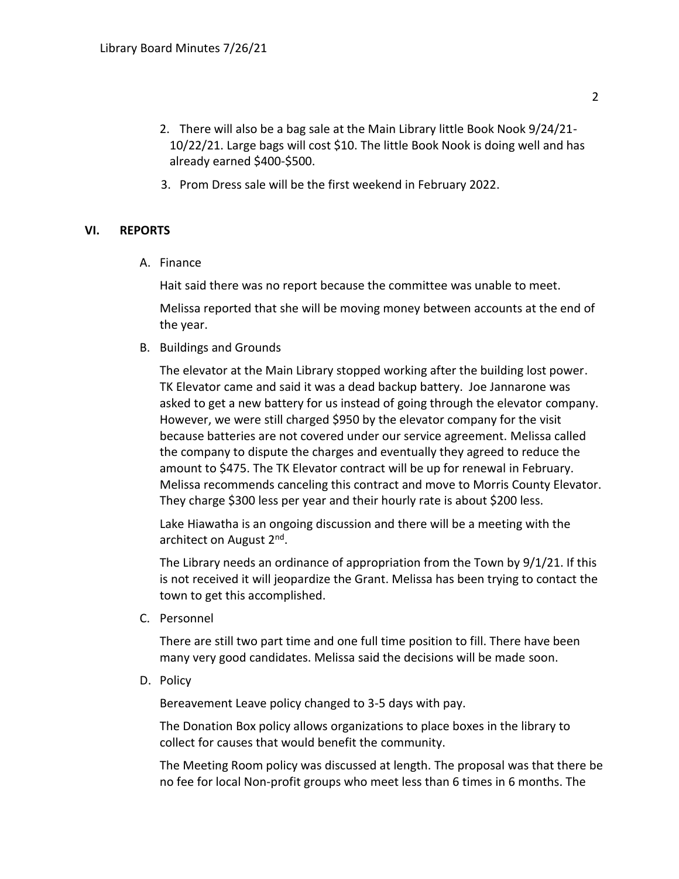2. There will also be a bag sale at the Main Library little Book Nook 9/24/21-10/22/21. Large bags will cost $10. The little Book Nook is doing well and has already earned $400-$500.
3. Prom Dress sale will be the first weekend in February 2022.

## VI. REPORTS

A. Finance

Hait said there was no report because the committee was unable to meet.

Melissa reported that she will be moving money between accounts at the end of the year.

B. Buildings and Grounds

The elevator at the Main Library stopped working after the building lost power. TK Elevator came and said it was a dead backup battery. Joe Jannarone was asked to get a new battery for us instead of going through the elevator company. However, we were still charged $950 by the elevator company for the visit because batteries are not covered under our service agreement. Melissa called the company to dispute the charges and eventually they agreed to reduce the amount to $475. The TK Elevator contract will be up for renewal in February. Melissa recommends canceling this contract and move to Morris County Elevator. They charge $300 less per year and their hourly rate is about $200 less.

Lake Hiawatha is an ongoing discussion and there will be a meeting with the architect on August 2nd.

The Library needs an ordinance of appropriation from the Town by 9/1/21. If this is not received it will jeopardize the Grant. Melissa has been trying to contact the town to get this accomplished.

C. Personnel

There are still two part time and one full time position to fill. There have been many very good candidates. Melissa said the decisions will be made soon.

D. Policy

Bereavement Leave policy changed to 3-5 days with pay.

The Donation Box policy allows organizations to place boxes in the library to collect for causes that would benefit the community.

The Meeting Room policy was discussed at length. The proposal was that there be no fee for local Non-profit groups who meet less than 6 times in 6 months. The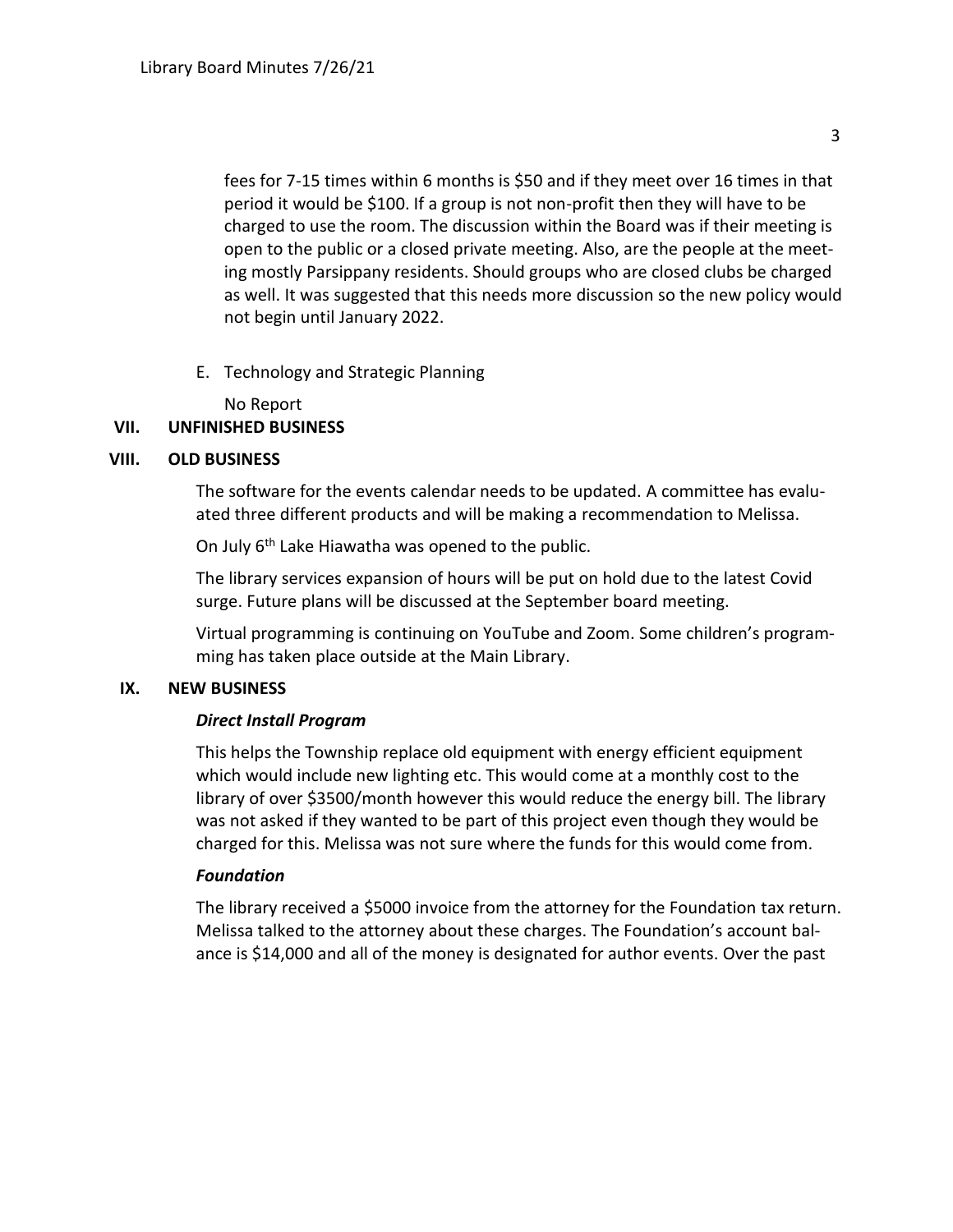fees for 7-15 times within 6 months is $50 and if they meet over 16 times in that period it would be $100. If a group is not non-profit then they will have to be charged to use the room. The discussion within the Board was if their meeting is open to the public or a closed private meeting. Also, are the people at the meeting mostly Parsippany residents. Should groups who are closed clubs be charged as well. It was suggested that this needs more discussion so the new policy would not begin until January 2022.

E. Technology and Strategic Planning

No Report

## VII. UNFINISHED BUSINESS

## VIII. OLD BUSINESS

The software for the events calendar needs to be updated. A committee has evaluated three different products and will be making a recommendation to Melissa.

On July 6th Lake Hiawatha was opened to the public.

The library services expansion of hours will be put on hold due to the latest Covid surge. Future plans will be discussed at the September board meeting.

Virtual programming is continuing on YouTube and Zoom. Some children's programming has taken place outside at the Main Library.

## IX. NEW BUSINESS

***Direct Install Program***

This helps the Township replace old equipment with energy efficient equipment which would include new lighting etc. This would come at a monthly cost to the library of over $3500/month however this would reduce the energy bill. The library was not asked if they wanted to be part of this project even though they would be charged for this. Melissa was not sure where the funds for this would come from.

***Foundation***

The library received a $5000 invoice from the attorney for the Foundation tax return. Melissa talked to the attorney about these charges. The Foundation's account balance is $14,000 and all of the money is designated for author events. Over the past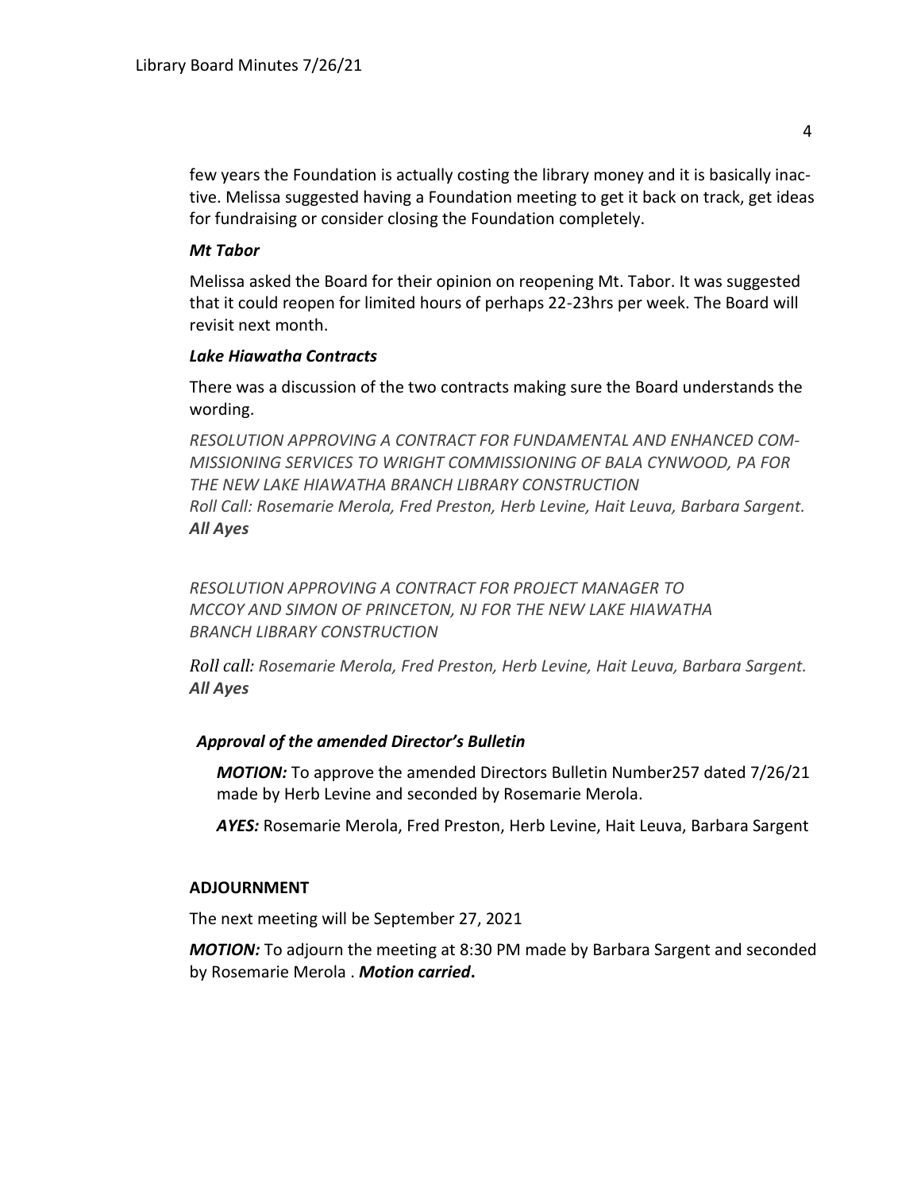few years the Foundation is actually costing the library money and it is basically inactive. Melissa suggested having a Foundation meeting to get it back on track, get ideas for fundraising or consider closing the Foundation completely.

***Mt Tabor***

Melissa asked the Board for their opinion on reopening Mt. Tabor. It was suggested that it could reopen for limited hours of perhaps 22-23hrs per week. The Board will revisit next month.

***Lake Hiawatha Contracts***

There was a discussion of the two contracts making sure the Board understands the wording.

*RESOLUTION APPROVING A CONTRACT FOR FUNDAMENTAL AND ENHANCED COMMISSIONING SERVICES TO WRIGHT COMMISSIONING OF BALA CYNWOOD, PA FOR THE NEW LAKE HIAWATHA BRANCH LIBRARY CONSTRUCTION*
*Roll Call: Rosemarie Merola, Fred Preston, Herb Levine, Hait Leuva, Barbara Sargent.*
***All Ayes***

*RESOLUTION APPROVING A CONTRACT FOR PROJECT MANAGER TO MCCOY AND SIMON OF PRINCETON, NJ FOR THE NEW LAKE HIAWATHA BRANCH LIBRARY CONSTRUCTION*

*Roll call: Rosemarie Merola, Fred Preston, Herb Levine, Hait Leuva, Barbara Sargent.*
***All Ayes***

***Approval of the amended Director's Bulletin***

***MOTION:*** To approve the amended Directors Bulletin Number257 dated 7/26/21 made by Herb Levine and seconded by Rosemarie Merola.

***AYES:*** Rosemarie Merola, Fred Preston, Herb Levine, Hait Leuva, Barbara Sargent

**ADJOURNMENT**

The next meeting will be September 27, 2021

***MOTION:*** To adjourn the meeting at 8:30 PM made by Barbara Sargent and seconded by Rosemarie Merola . ***Motion carried*.**